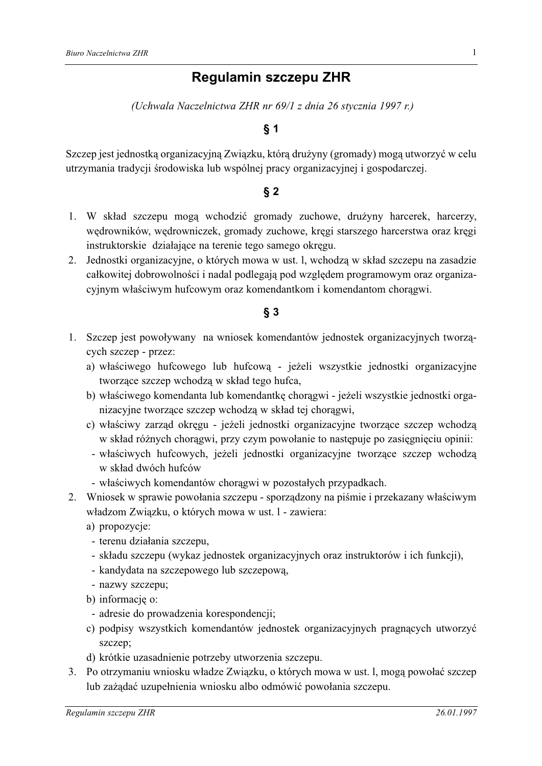# Regulamin szczepu ZHR

*(Uchwala Naczelnictwa ZHR nr 69/1 z dnia 26 stycznia 1997 r.)*

## § 1

Szczep jest jednostką organizacyjną Związku, którą drużyny (gromady) mogą utworzyć w celu utrzymania tradycji środowiska lub wspólnej pracy organizacyjnej i gospodarczej.

## § 2

1. W skład szczepu mogą wchodzić gromady zuchowe, drużyny harcerek, harcerzy, wędrowników, wędrowniczek, gromady zuchowe, kręgi starszego harcerstwa oraz kręgi instruktorskie działające na terenie tego samego okręgu.
2. Jednostki organizacyjne, o których mowa w ust. l, wchodzą w skład szczepu na zasadzie całkowitej dobrowolności i nadal podlegają pod względem programowym oraz organizacyjnym właściwym hufcowym oraz komendantkom i komendantom chorągwi.

## § 3

1. Szczep jest powoływany na wniosek komendantów jednostek organizacyjnych tworzących szczep - przez:
   a) właściwego hufcowego lub hufcową - jeżeli wszystkie jednostki organizacyjne tworzące szczep wchodzą w skład tego hufca,
   b) właściwego komendanta lub komendantkę chorągwi - jeżeli wszystkie jednostki organizacyjne tworzące szczep wchodzą w skład tej chorągwi,
   c) właściwy zarząd okręgu - jeżeli jednostki organizacyjne tworzące szczep wchodzą w skład różnych chorągwi, przy czym powołanie to następuje po zasięgnięciu opinii:
   - właściwych hufcowych, jeżeli jednostki organizacyjne tworzące szczep wchodzą w skład dwóch hufców
   - właściwych komendantów chorągwi w pozostałych przypadkach.
2. Wniosek w sprawie powołania szczepu - sporządzony na piśmie i przekazany właściwym władzom Związku, o których mowa w ust. l - zawiera:
   a) propozycje:
   - terenu działania szczepu,
   - składu szczepu (wykaz jednostek organizacyjnych oraz instruktorów i ich funkcji),
   - kandydata na szczepowego lub szczepową,
   - nazwy szczepu;
   
   b) informację o:
   - adresie do prowadzenia korespondencji;
   
   c) podpisy wszystkich komendantów jednostek organizacyjnych pragnących utworzyć szczep;
   d) krótkie uzasadnienie potrzeby utworzenia szczepu.
3. Po otrzymaniu wniosku władze Związku, o których mowa w ust. l, mogą powołać szczep lub zażądać uzupełnienia wniosku albo odmówić powołania szczepu.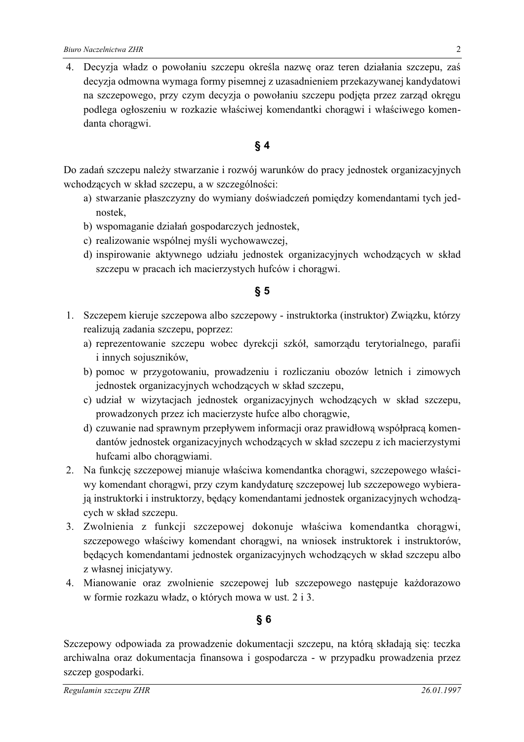4. Decyzja władz o powołaniu szczepu określa nazwę oraz teren działania szczepu, zaś decyzja odmowna wymaga formy pisemnej z uzasadnieniem przekazywanej kandydatowi na szczepowego, przy czym decyzja o powołaniu szczepu podjęta przez zarząd okręgu podlega ogłoszeniu w rozkazie właściwej komendantki chorągwi i właściwego komendanta chorągwi.

## § 4

Do zadań szczepu należy stwarzanie i rozwój warunków do pracy jednostek organizacyjnych wchodzących w skład szczepu, a w szczególności:

a) stwarzanie płaszczyzny do wymiany doświadczeń pomiędzy komendantami tych jednostek,
b) wspomaganie działań gospodarczych jednostek,
c) realizowanie wspólnej myśli wychowawczej,
d) inspirowanie aktywnego udziału jednostek organizacyjnych wchodzących w skład szczepu w pracach ich macierzystych hufców i chorągwi.

## § 5

1. Szczepem kieruje szczepowa albo szczepowy - instruktorka (instruktor) Związku, którzy realizują zadania szczepu, poprzez:
   a) reprezentowanie szczepu wobec dyrekcji szkół, samorządu terytorialnego, parafii i innych sojuszników,
   b) pomoc w przygotowaniu, prowadzeniu i rozliczaniu obozów letnich i zimowych jednostek organizacyjnych wchodzących w skład szczepu,
   c) udział w wizytacjach jednostek organizacyjnych wchodzących w skład szczepu, prowadzonych przez ich macierzyste hufce albo chorągwie,
   d) czuwanie nad sprawnym przepływem informacji oraz prawidłową współpracą komendantów jednostek organizacyjnych wchodzących w skład szczepu z ich macierzystymi hufcami albo chorągwiami.
2. Na funkcję szczepowej mianuje właściwa komendantka chorągwi, szczepowego właściwy komendant chorągwi, przy czym kandydaturę szczepowej lub szczepowego wybierają instruktorki i instruktorzy, będący komendantami jednostek organizacyjnych wchodzących w skład szczepu.
3. Zwolnienia z funkcji szczepowej dokonuje właściwa komendantka chorągwi, szczepowego właściwy komendant chorągwi, na wniosek instruktorek i instruktorów, będących komendantami jednostek organizacyjnych wchodzących w skład szczepu albo z własnej inicjatywy.
4. Mianowanie oraz zwolnienie szczepowej lub szczepowego następuje każdorazowo w formie rozkazu władz, o których mowa w ust. 2 i 3.

## § 6

Szczepowy odpowiada za prowadzenie dokumentacji szczepu, na którą składają się: teczka archiwalna oraz dokumentacja finansowa i gospodarcza - w przypadku prowadzenia przez szczep gospodarki.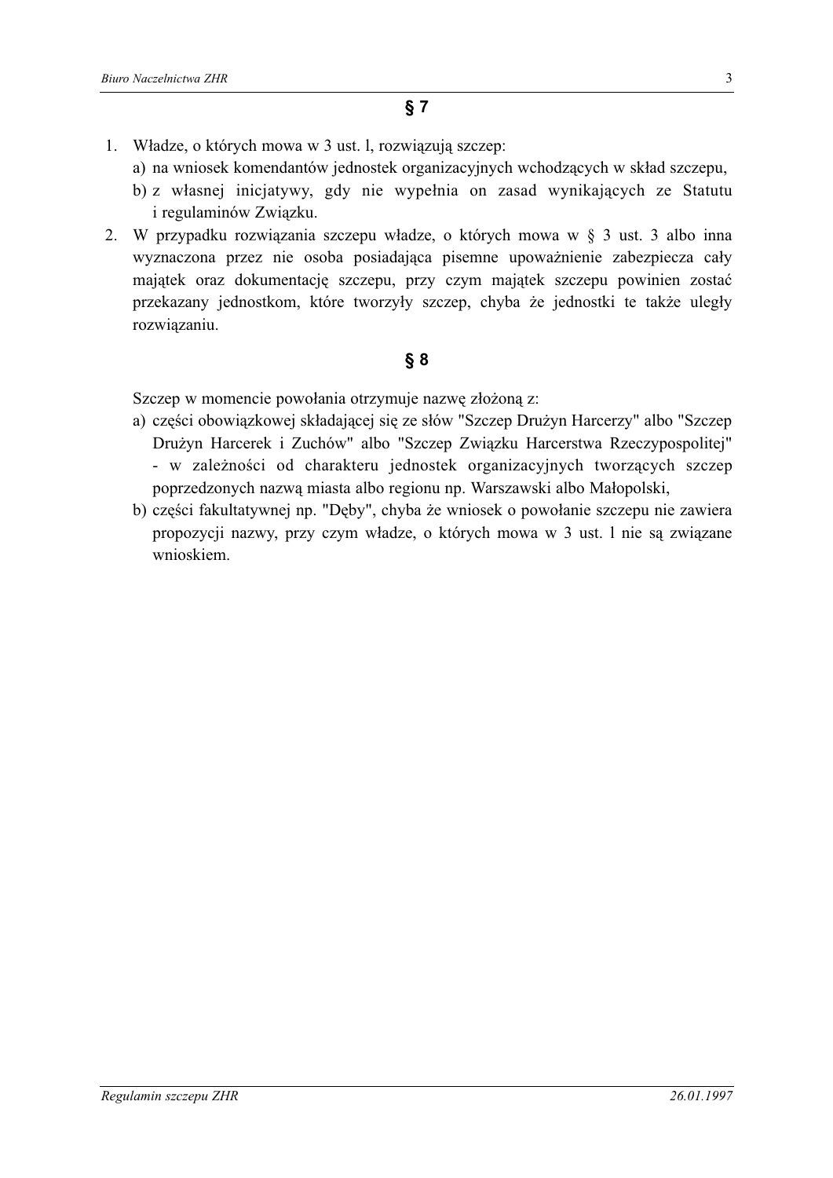## § 7

1. Władze, o których mowa w 3 ust. l, rozwiązują szczep:
   a) na wniosek komendantów jednostek organizacyjnych wchodzących w skład szczepu,
   b) z własnej inicjatywy, gdy nie wypełnia on zasad wynikających ze Statutu i regulaminów Związku.
2. W przypadku rozwiązania szczepu władze, o których mowa w § 3 ust. 3 albo inna wyznaczona przez nie osoba posiadająca pisemne upoważnienie zabezpiecza cały majątek oraz dokumentację szczepu, przy czym majątek szczepu powinien zostać przekazany jednostkom, które tworzyły szczep, chyba że jednostki te także uległy rozwiązaniu.

## § 8

Szczep w momencie powołania otrzymuje nazwę złożoną z:

a) części obowiązkowej składającej się ze słów "Szczep Drużyn Harcerzy" albo "Szczep Drużyn Harcerek i Zuchów" albo "Szczep Związku Harcerstwa Rzeczypospolitej" - w zależności od charakteru jednostek organizacyjnych tworzących szczep poprzedzonych nazwą miasta albo regionu np. Warszawski albo Małopolski,
b) części fakultatywnej np. "Dęby", chyba że wniosek o powołanie szczepu nie zawiera propozycji nazwy, przy czym władze, o których mowa w 3 ust. l nie są związane wnioskiem.